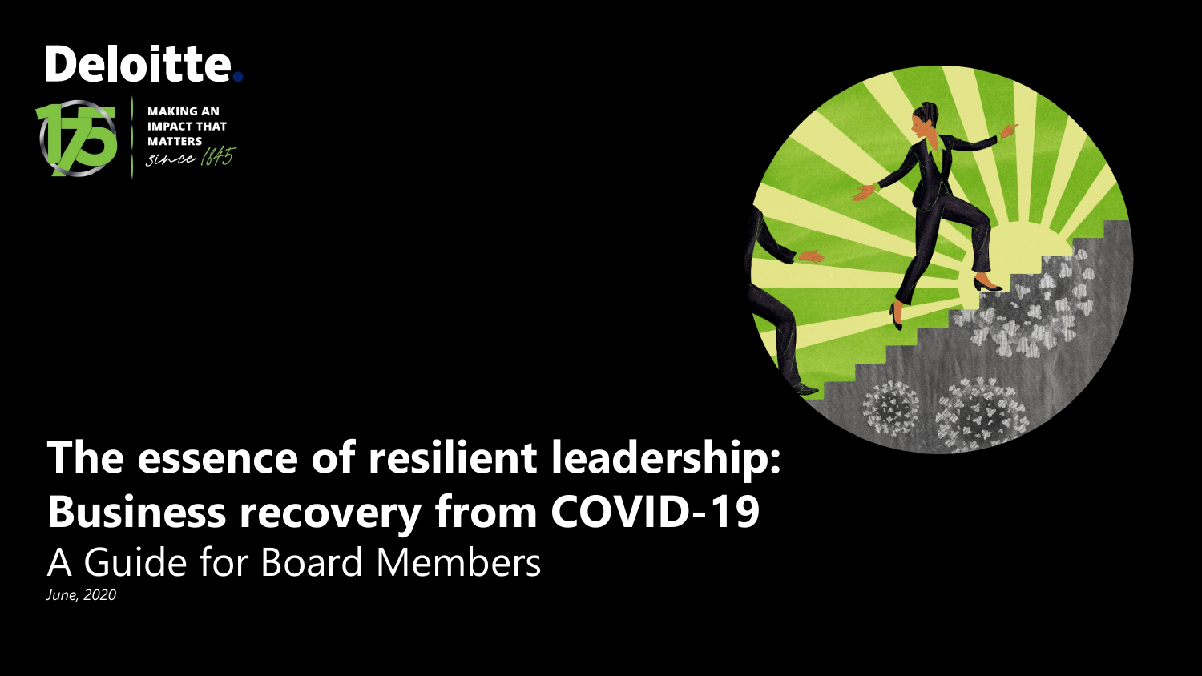Deloitte.

MAKING AN IMPACT THAT MATTERS *since 1845*

# The essence of resilient leadership: Business recovery from COVID-19

## A Guide for Board Members

*June, 2020*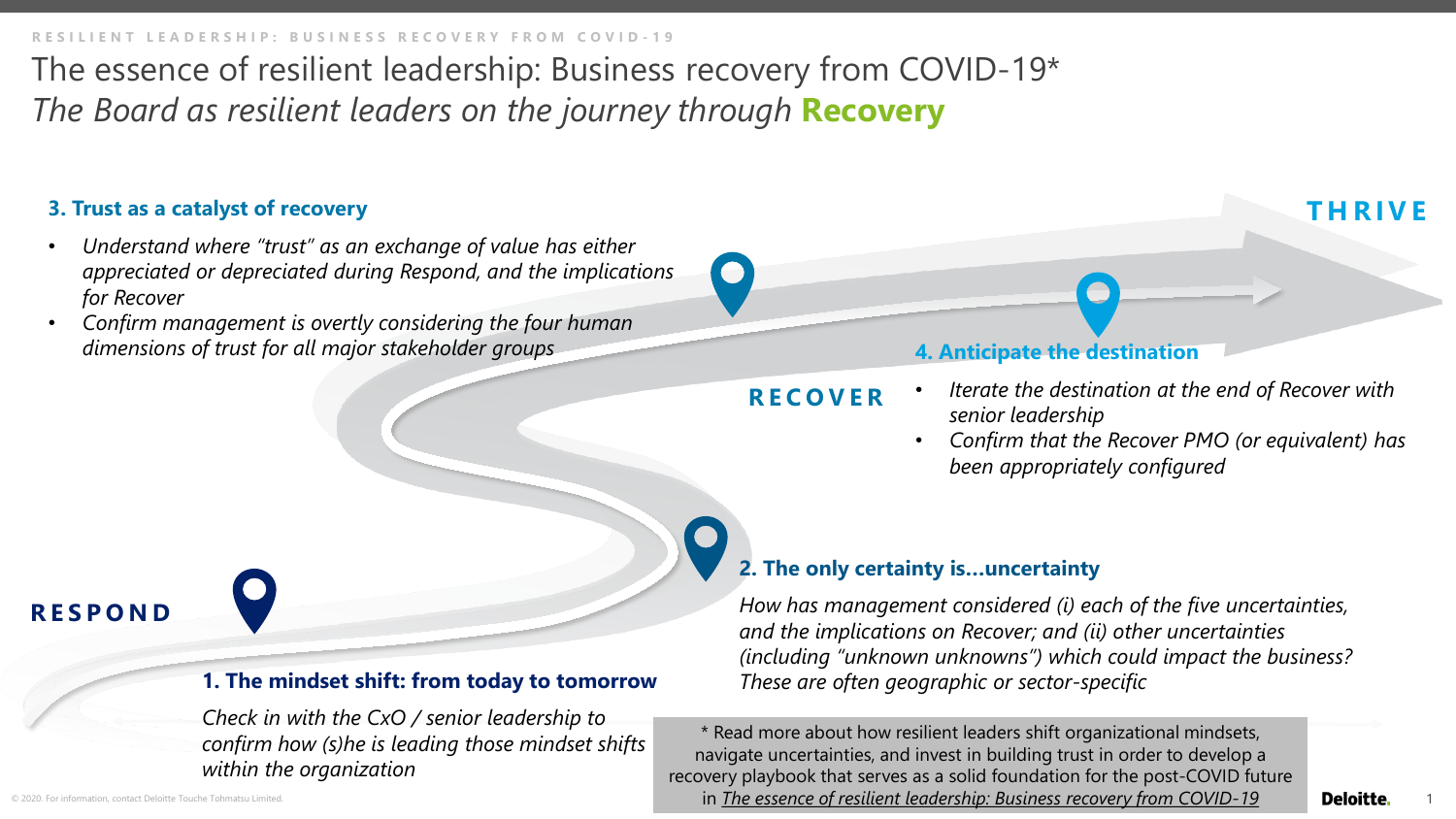# The essence of resilient leadership: Business recovery from COVID-19*

*The Board as resilient leaders on the journey through* **Recovery**

**RESPOND**

### 1. The mindset shift: from today to tomorrow

*Check in with the CxO / senior leadership to confirm how (s)he is leading those mindset shifts within the organization*

### 2. The only certainty is…uncertainty

*How has management considered (i) each of the five uncertainties, and the implications on Recover; and (ii) other uncertainties (including "unknown unknowns") which could impact the business? These are often geographic or sector-specific*

**RECOVER**

### 3. Trust as a catalyst of recovery

- *Understand where "trust" as an exchange of value has either appreciated or depreciated during Respond, and the implications for Recover*
- *Confirm management is overtly considering the four human dimensions of trust for all major stakeholder groups*

### 4. Anticipate the destination

- *Iterate the destination at the end of Recover with senior leadership*
- *Confirm that the Recover PMO (or equivalent) has been appropriately configured*

**THRIVE**

\* Read more about how resilient leaders shift organizational mindsets, navigate uncertainties, and invest in building trust in order to develop a recovery playbook that serves as a solid foundation for the post-COVID future in The essence of resilient leadership: Business recovery from COVID-19

© 2020. For information, contact Deloitte Touche Tohmatsu Limited.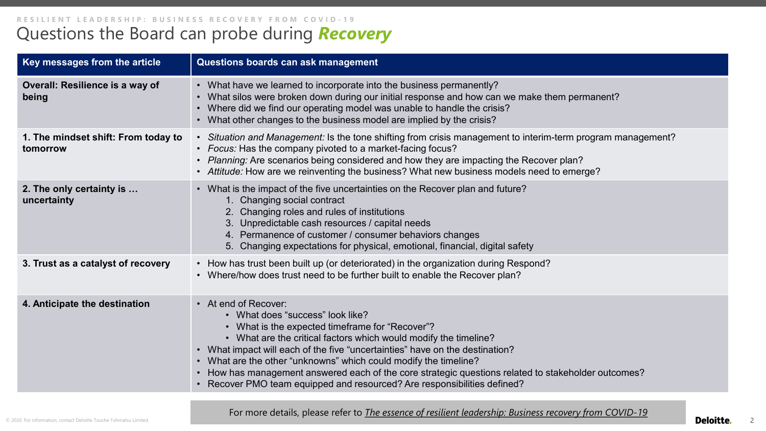RESILIENT LEADERSHIP: BUSINESS RECOVERY FROM COVID-19

# Questions the Board can probe during ***Recovery***

| Key messages from the article | Questions boards can ask management |
|---|---|
| **Overall: Resilience is a way of being** | • What have we learned to incorporate into the business permanently?<br>• What silos were broken down during our initial response and how can we make them permanent?<br>• Where did we find our operating model was unable to handle the crisis?<br>• What other changes to the business model are implied by the crisis? |
| **1. The mindset shift: From today to tomorrow** | • *Situation and Management:* Is the tone shifting from crisis management to interim-term program management?<br>• *Focus:* Has the company pivoted to a market-facing focus?<br>• *Planning:* Are scenarios being considered and how they are impacting the Recover plan?<br>• *Attitude:* How are we reinventing the business? What new business models need to emerge? |
| **2. The only certainty is … uncertainty** | • What is the impact of the five uncertainties on the Recover plan and future?<br>1. Changing social contract<br>2. Changing roles and rules of institutions<br>3. Unpredictable cash resources / capital needs<br>4. Permanence of customer / consumer behaviors changes<br>5. Changing expectations for physical, emotional, financial, digital safety |
| **3. Trust as a catalyst of recovery** | • How has trust been built up (or deteriorated) in the organization during Respond?<br>• Where/how does trust need to be further built to enable the Recover plan? |
| **4. Anticipate the destination** | • At end of Recover:<br>  • What does “success” look like?<br>  • What is the expected timeframe for “Recover”?<br>  • What are the critical factors which would modify the timeline?<br>• What impact will each of the five “uncertainties” have on the destination?<br>• What are the other “unknowns” which could modify the timeline?<br>• How has management answered each of the core strategic questions related to stakeholder outcomes?<br>• Recover PMO team equipped and resourced? Are responsibilities defined? |

For more details, please refer to *The essence of resilient leadership: Business recovery from COVID-19*

© 2020. For information, contact Deloitte Touche Tohmatsu Limited.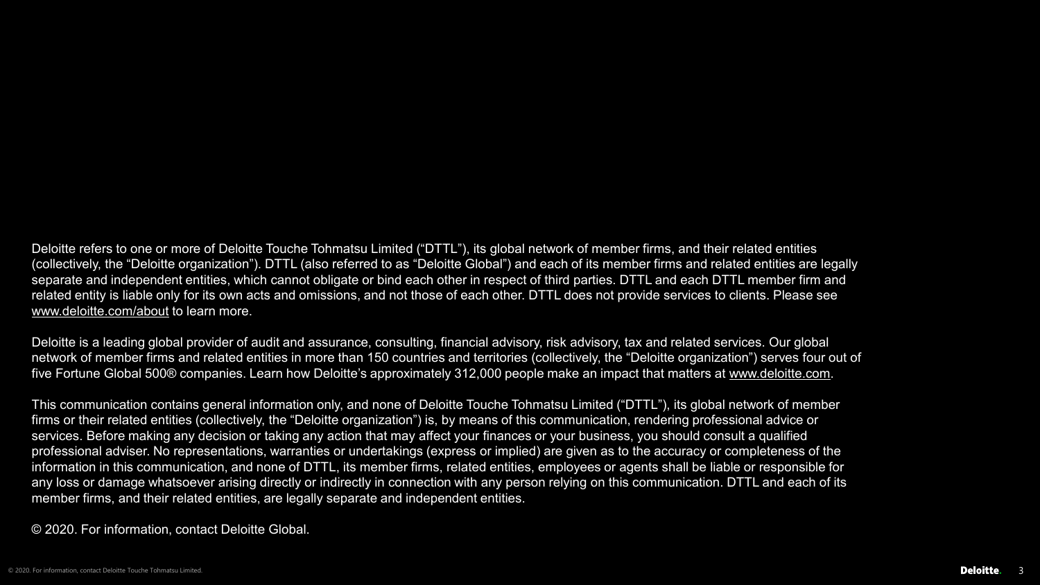Deloitte refers to one or more of Deloitte Touche Tohmatsu Limited (“DTTL”), its global network of member firms, and their related entities (collectively, the “Deloitte organization”). DTTL (also referred to as “Deloitte Global”) and each of its member firms and related entities are legally separate and independent entities, which cannot obligate or bind each other in respect of third parties. DTTL and each DTTL member firm and related entity is liable only for its own acts and omissions, and not those of each other. DTTL does not provide services to clients. Please see www.deloitte.com/about to learn more.

Deloitte is a leading global provider of audit and assurance, consulting, financial advisory, risk advisory, tax and related services. Our global network of member firms and related entities in more than 150 countries and territories (collectively, the “Deloitte organization”) serves four out of five Fortune Global 500® companies. Learn how Deloitte’s approximately 312,000 people make an impact that matters at www.deloitte.com.

This communication contains general information only, and none of Deloitte Touche Tohmatsu Limited (“DTTL”), its global network of member firms or their related entities (collectively, the “Deloitte organization”) is, by means of this communication, rendering professional advice or services. Before making any decision or taking any action that may affect your finances or your business, you should consult a qualified professional adviser. No representations, warranties or undertakings (express or implied) are given as to the accuracy or completeness of the information in this communication, and none of DTTL, its member firms, related entities, employees or agents shall be liable or responsible for any loss or damage whatsoever arising directly or indirectly in connection with any person relying on this communication. DTTL and each of its member firms, and their related entities, are legally separate and independent entities.

© 2020. For information, contact Deloitte Global.